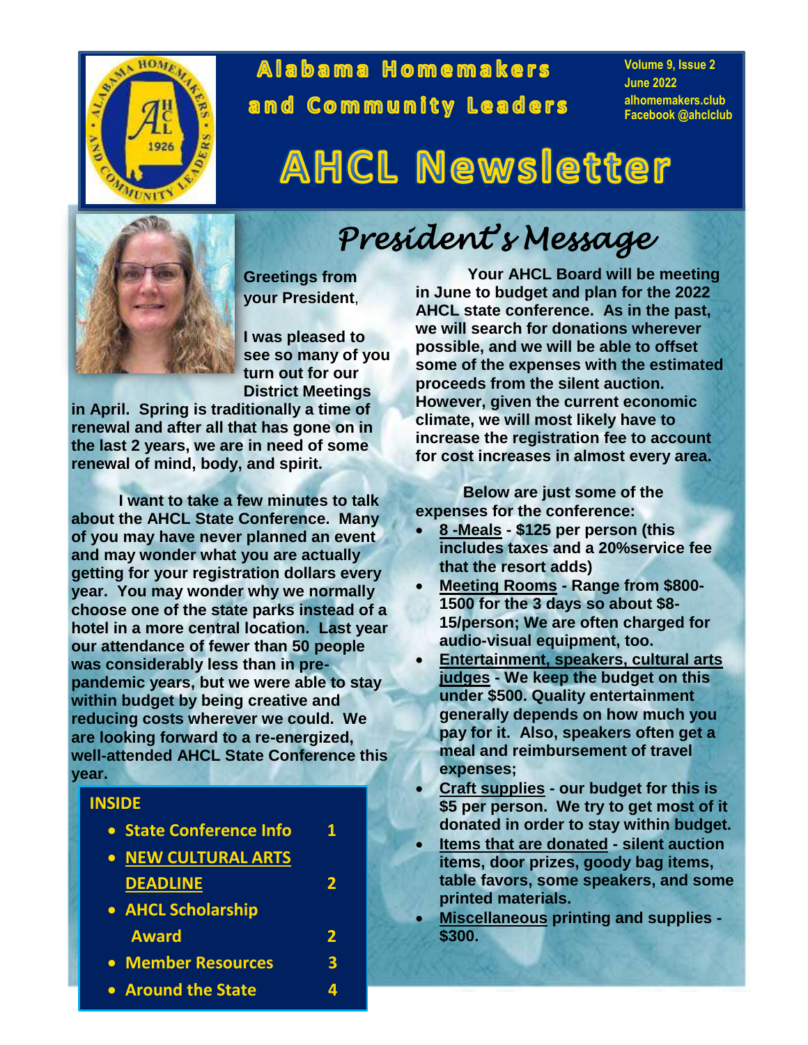# Alabama Homemakers and Community Leaders

Volume 9, Issue 2
June 2022
alhomemakers.club
Facebook @ahclclub

# AHCL Newsletter

## President's Message

**Greetings from your President,**

**I was pleased to see so many of you turn out for our District Meetings in April. Spring is traditionally a time of renewal and after all that has gone on in the last 2 years, we are in need of some renewal of mind, body, and spirit.**

**I want to take a few minutes to talk about the AHCL State Conference. Many of you may have never planned an event and may wonder what you are actually getting for your registration dollars every year. You may wonder why we normally choose one of the state parks instead of a hotel in a more central location. Last year our attendance of fewer than 50 people was considerably less than in pre-pandemic years, but we were able to stay within budget by being creative and reducing costs wherever we could. We are looking forward to a re-energized, well-attended AHCL State Conference this year.**

**INSIDE**

- **State Conference Info — 1**
- **NEW CULTURAL ARTS DEADLINE — 2**
- **AHCL Scholarship Award — 2**
- **Member Resources — 3**
- **Around the State — 4**

**Your AHCL Board will be meeting in June to budget and plan for the 2022 AHCL state conference. As in the past, we will search for donations wherever possible, and we will be able to offset some of the expenses with the estimated proceeds from the silent auction. However, given the current economic climate, we will most likely have to increase the registration fee to account for cost increases in almost every area.**

**Below are just some of the expenses for the conference:**

- **8 -Meals - $125 per person (this includes taxes and a 20%service fee that the resort adds)**
- **Meeting Rooms - Range from $800-1500 for the 3 days so about $8-15/person; We are often charged for audio-visual equipment, too.**
- **Entertainment, speakers, cultural arts judges - We keep the budget on this under $500. Quality entertainment generally depends on how much you pay for it. Also, speakers often get a meal and reimbursement of travel expenses;**
- **Craft supplies - our budget for this is $5 per person. We try to get most of it donated in order to stay within budget.**
- **Items that are donated - silent auction items, door prizes, goody bag items, table favors, some speakers, and some printed materials.**
- **Miscellaneous printing and supplies - $300.**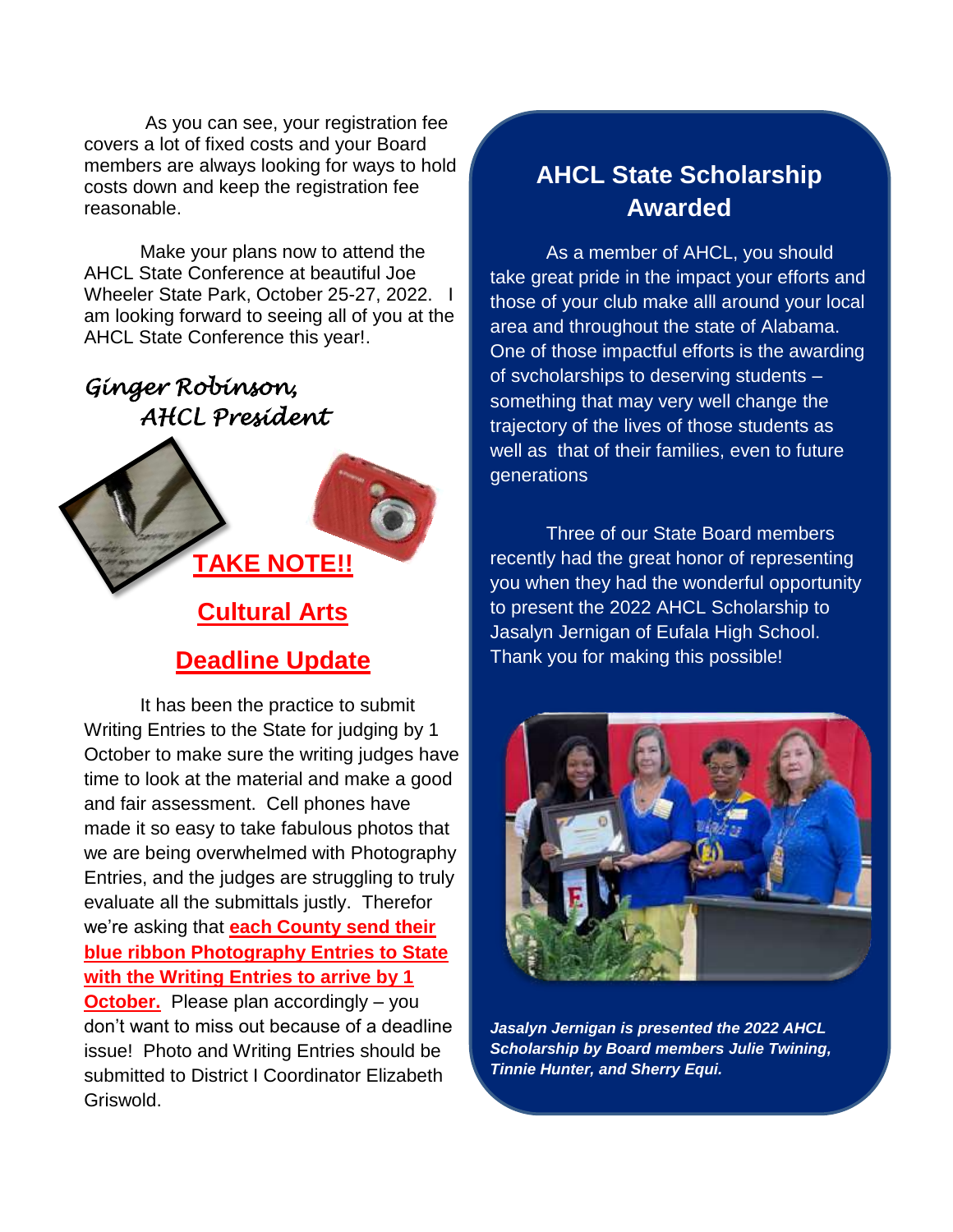As you can see, your registration fee covers a lot of fixed costs and your Board members are always looking for ways to hold costs down and keep the registration fee reasonable.

Make your plans now to attend the AHCL State Conference at beautiful Joe Wheeler State Park, October 25-27, 2022. I am looking forward to seeing all of you at the AHCL State Conference this year!.

*Ginger Robinson,*
*AHCL President*

## TAKE NOTE!!

## Cultural Arts

## Deadline Update

It has been the practice to submit Writing Entries to the State for judging by 1 October to make sure the writing judges have time to look at the material and make a good and fair assessment. Cell phones have made it so easy to take fabulous photos that we are being overwhelmed with Photography Entries, and the judges are struggling to truly evaluate all the submittals justly. Therefor we're asking that **each County send their blue ribbon Photography Entries to State with the Writing Entries to arrive by 1 October.** Please plan accordingly – you don't want to miss out because of a deadline issue! Photo and Writing Entries should be submitted to District I Coordinator Elizabeth Griswold.

## AHCL State Scholarship Awarded

As a member of AHCL, you should take great pride in the impact your efforts and those of your club make alll around your local area and throughout the state of Alabama. One of those impactful efforts is the awarding of svcholarships to deserving students – something that may very well change the trajectory of the lives of those students as well as that of their families, even to future generations

Three of our State Board members recently had the great honor of representing you when they had the wonderful opportunity to present the 2022 AHCL Scholarship to Jasalyn Jernigan of Eufala High School. Thank you for making this possible!

***Jasalyn Jernigan is presented the 2022 AHCL Scholarship by Board members Julie Twining, Tinnie Hunter, and Sherry Equi.***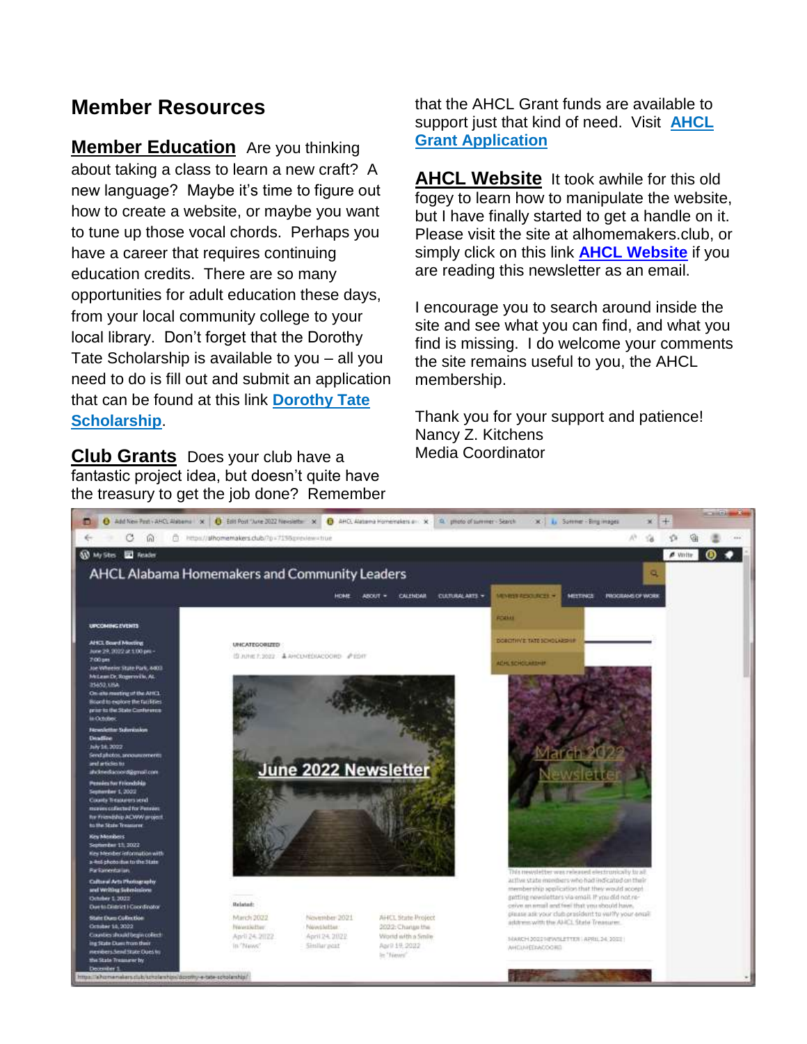# Member Resources

**Member Education** Are you thinking about taking a class to learn a new craft? A new language? Maybe it's time to figure out how to create a website, or maybe you want to tune up those vocal chords. Perhaps you have a career that requires continuing education credits. There are so many opportunities for adult education these days, from your local community college to your local library. Don't forget that the Dorothy Tate Scholarship is available to you – all you need to do is fill out and submit an application that can be found at this link **Dorothy Tate Scholarship**.

**Club Grants** Does your club have a fantastic project idea, but doesn't quite have the treasury to get the job done? Remember that the AHCL Grant funds are available to support just that kind of need. Visit **AHCL Grant Application**

**AHCL Website** It took awhile for this old fogey to learn how to manipulate the website, but I have finally started to get a handle on it. Please visit the site at alhomemakers.club, or simply click on this link **AHCL Website** if you are reading this newsletter as an email.

I encourage you to search around inside the site and see what you can find, and what you find is missing. I do welcome your comments the site remains useful to you, the AHCL membership.

Thank you for your support and patience!
Nancy Z. Kitchens
Media Coordinator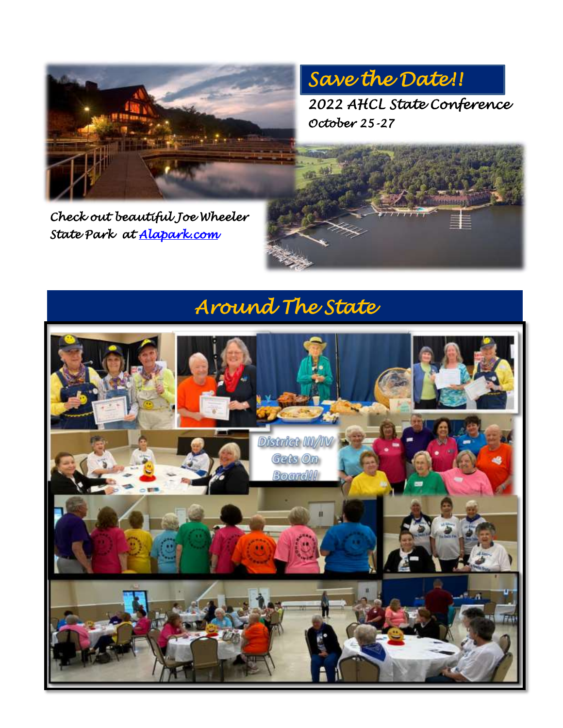## Save the Date!!

**2022 AHCL State Conference**

*October 25-27*

*Check out beautiful Joe Wheeler State Park at [Alapark.com](http://Alapark.com)*

## Around The State

District III/IV Gets On Board!!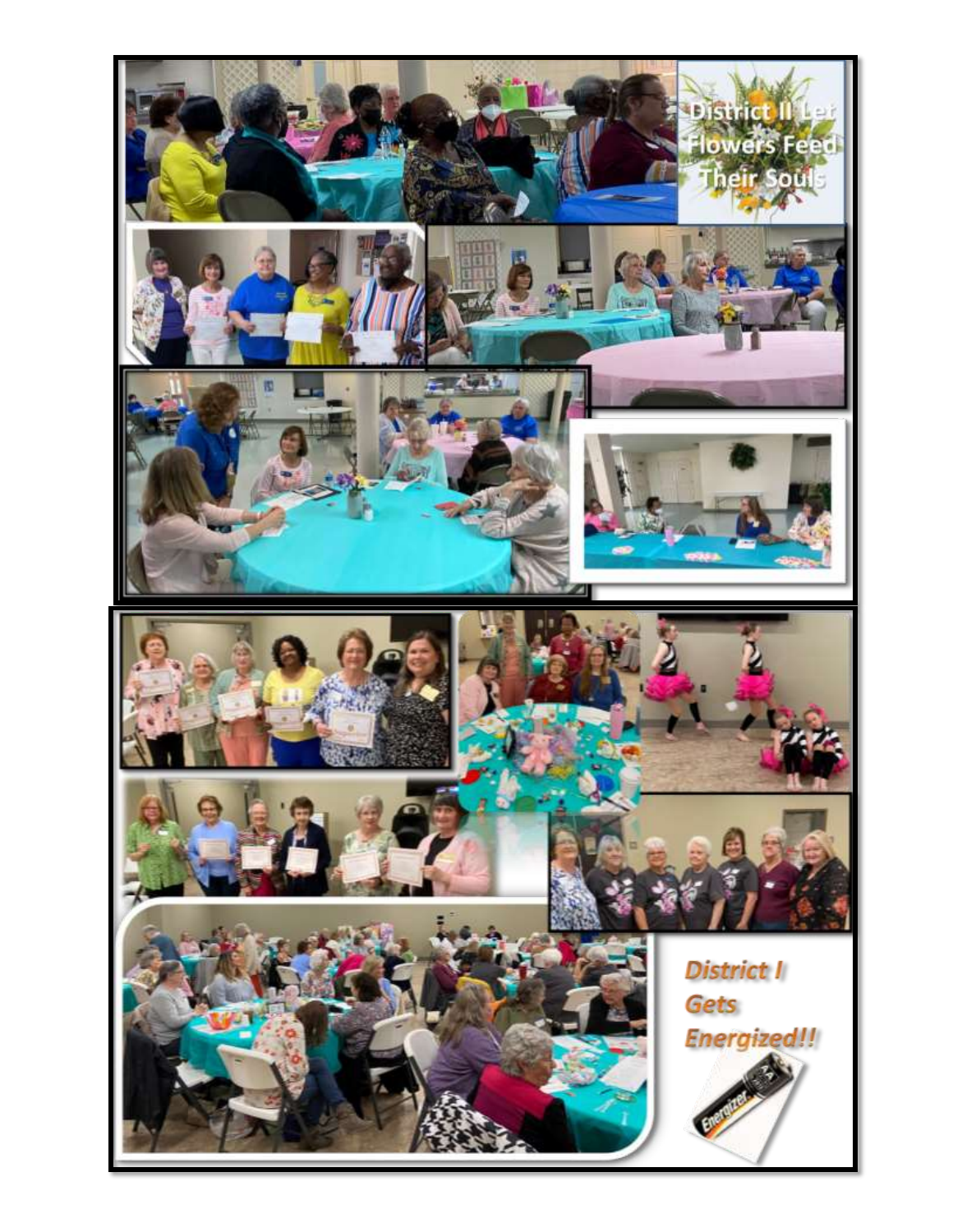District II Let Flowers Feed Their Souls

District I Gets Energized!!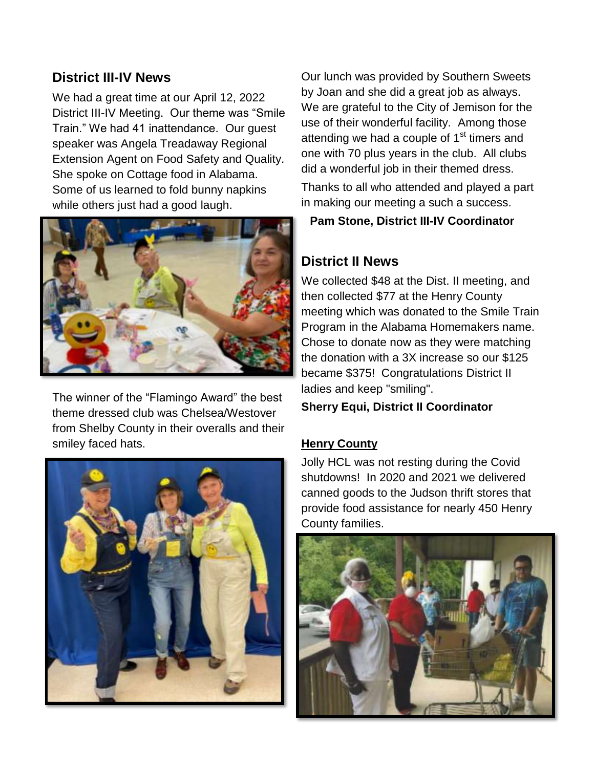## District III-IV News

We had a great time at our April 12, 2022 District III-IV Meeting. Our theme was "Smile Train." We had 41 inattendance. Our guest speaker was Angela Treadaway Regional Extension Agent on Food Safety and Quality. She spoke on Cottage food in Alabama. Some of us learned to fold bunny napkins while others just had a good laugh.

The winner of the "Flamingo Award" the best theme dressed club was Chelsea/Westover from Shelby County in their overalls and their smiley faced hats.

Our lunch was provided by Southern Sweets by Joan and she did a great job as always. We are grateful to the City of Jemison for the use of their wonderful facility. Among those attending we had a couple of 1st timers and one with 70 plus years in the club. All clubs did a wonderful job in their themed dress.

Thanks to all who attended and played a part in making our meeting a such a success.

**Pam Stone, District III-IV Coordinator**

## District II News

We collected $48 at the Dist. II meeting, and then collected $77 at the Henry County meeting which was donated to the Smile Train Program in the Alabama Homemakers name. Chose to donate now as they were matching the donation with a 3X increase so our $125 became $375! Congratulations District II ladies and keep "smiling".

**Sherry Equi, District II Coordinator**

**Henry County**

Jolly HCL was not resting during the Covid shutdowns! In 2020 and 2021 we delivered canned goods to the Judson thrift stores that provide food assistance for nearly 450 Henry County families.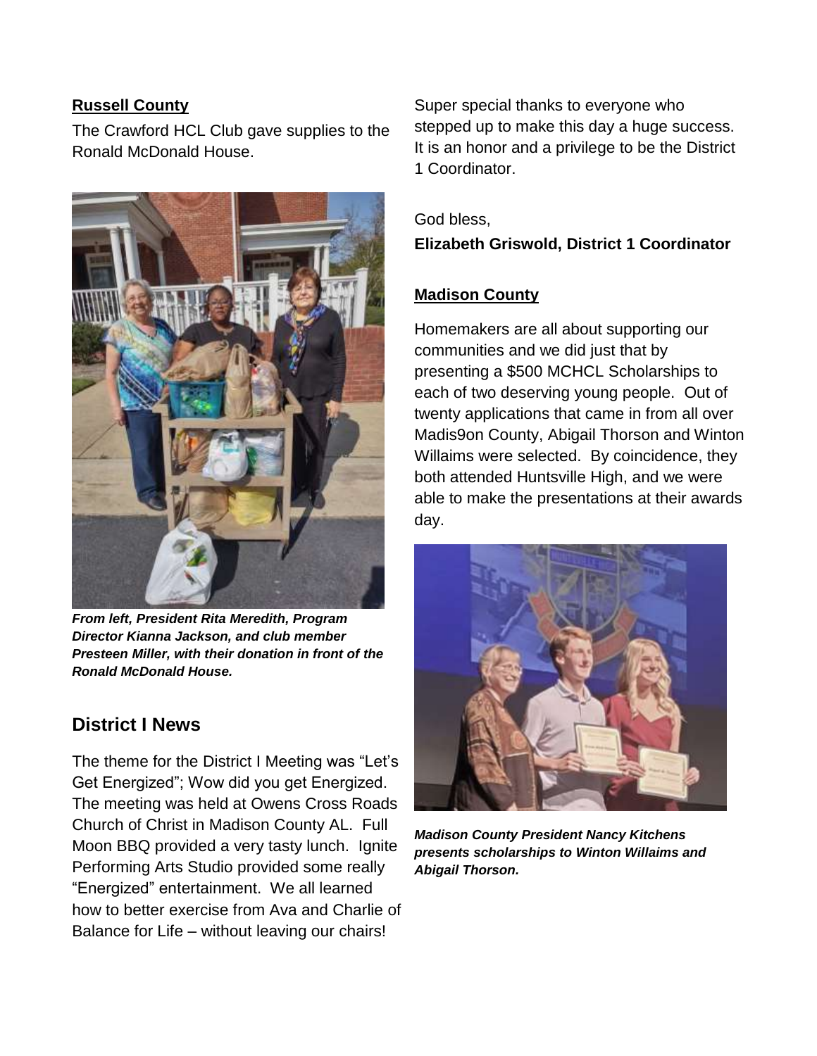## Russell County

The Crawford HCL Club gave supplies to the Ronald McDonald House.

***From left, President Rita Meredith, Program Director Kianna Jackson, and club member Presteen Miller, with their donation in front of the Ronald McDonald House.***

## District I News

The theme for the District I Meeting was "Let's Get Energized"; Wow did you get Energized. The meeting was held at Owens Cross Roads Church of Christ in Madison County AL. Full Moon BBQ provided a very tasty lunch. Ignite Performing Arts Studio provided some really "Energized" entertainment. We all learned how to better exercise from Ava and Charlie of Balance for Life – without leaving our chairs!

Super special thanks to everyone who stepped up to make this day a huge success. It is an honor and a privilege to be the District 1 Coordinator.

God bless,

**Elizabeth Griswold, District 1 Coordinator**

## Madison County

Homemakers are all about supporting our communities and we did just that by presenting a $500 MCHCL Scholarships to each of two deserving young people. Out of twenty applications that came in from all over Madis9on County, Abigail Thorson and Winton Willaims were selected. By coincidence, they both attended Huntsville High, and we were able to make the presentations at their awards day.

***Madison County President Nancy Kitchens presents scholarships to Winton Willaims and Abigail Thorson.***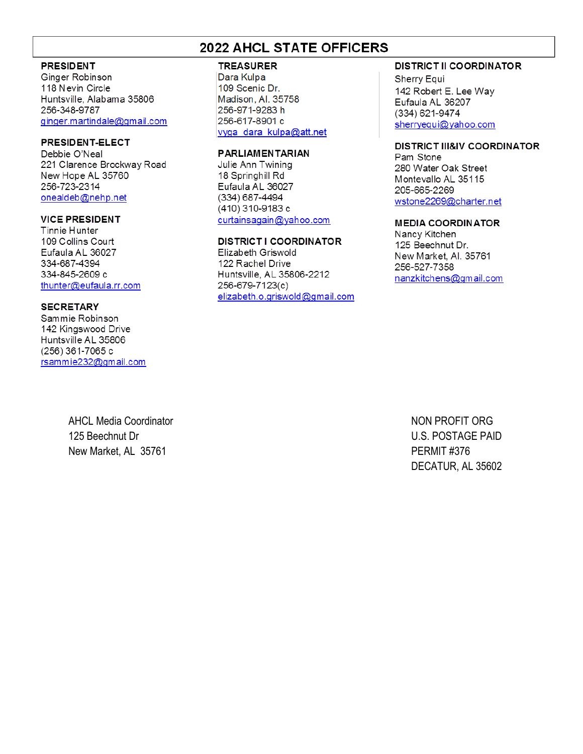# 2022 AHCL STATE OFFICERS

**PRESIDENT**
Ginger Robinson
118 Nevin Circle
Huntsville, Alabama 35806
256-348-9787
ginger.martindale@gmail.com

**PRESIDENT-ELECT**
Debbie O'Neal
221 Clarence Brockway Road
New Hope AL 35760
256-723-2314
onealdeb@nehp.net

**VICE PRESIDENT**
Tinnie Hunter
109 Collins Court
Eufaula AL 36027
334-687-4394
334-845-2609 c
thunter@eufaula.rr.com

**SECRETARY**
Sammie Robinson
142 Kingswood Drive
Huntsville AL 35806
(256) 361-7065 c
rsammie232@gmail.com

**TREASURER**
Dara Kulpa
109 Scenic Dr.
Madison, Al. 35758
256-971-9283 h
256-617-8901 c
vyga_dara_kulpa@att.net

**PARLIAMENTARIAN**
Julie Ann Twining
18 Springhill Rd
Eufaula AL 36027
(334) 687-4494
(410) 310-9183 c
curtainsagain@yahoo.com

**DISTRICT I COORDINATOR**
Elizabeth Griswold
122 Rachel Drive
Huntsville, AL 35806-2212
256-679-7123(c)
elizabeth.o.griswold@gmail.com

**DISTRICT II COORDINATOR**
Sherry Equi
142 Robert E. Lee Way
Eufaula AL 36207
(334) 621-9474
sherryequi@yahoo.com

**DISTRICT III&IV COORDINATOR**
Pam Stone
280 Water Oak Street
Montevallo AL 35115
205-665-2269
wstone2269@charter.net

**MEDIA COORDINATOR**
Nancy Kitchen
125 Beechnut Dr.
New Market, Al. 35761
256-527-7358
nanzkitchens@gmail.com

AHCL Media Coordinator
125 Beechnut Dr
New Market, AL 35761

NON PROFIT ORG
U.S. POSTAGE PAID
PERMIT #376
DECATUR, AL 35602